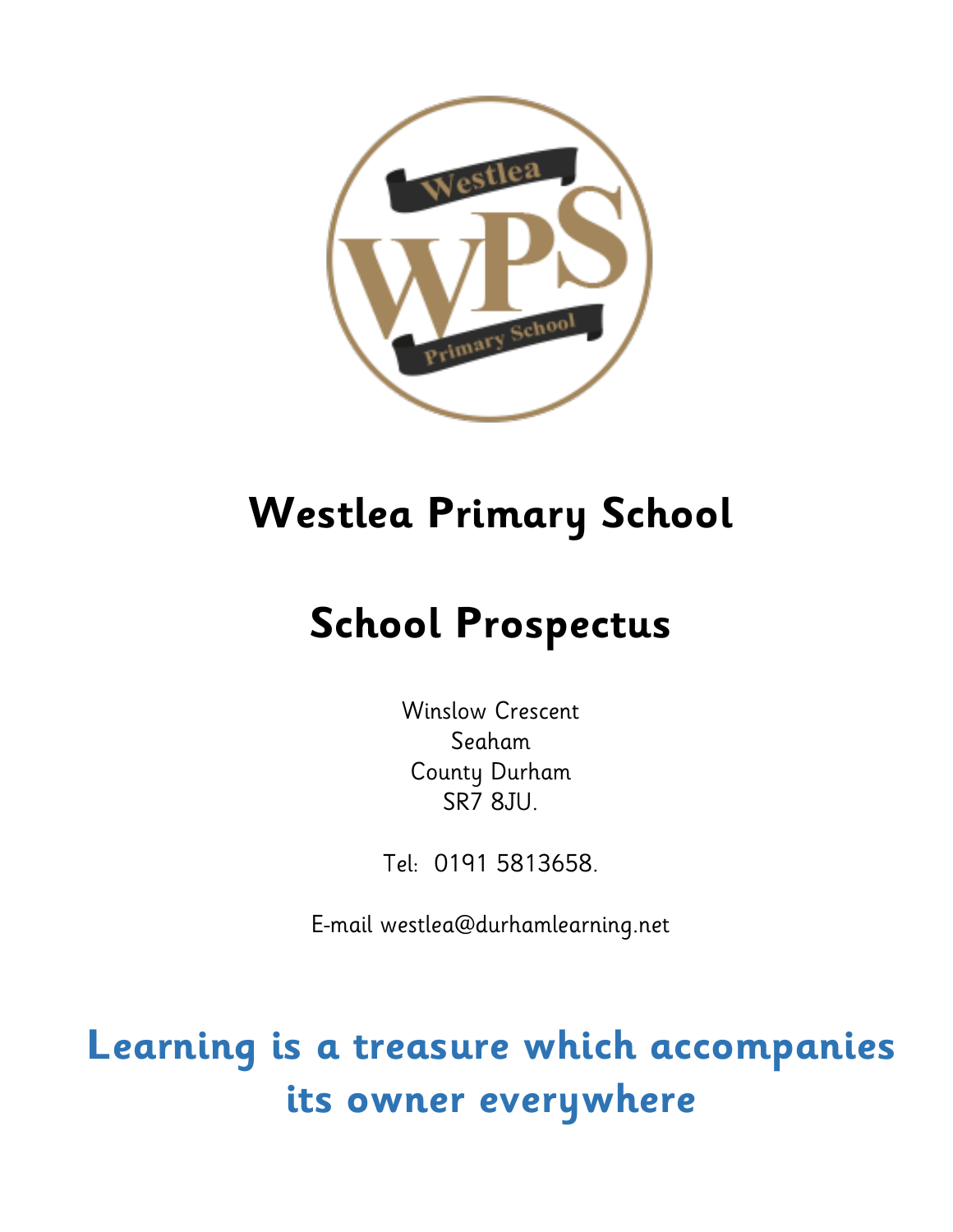# Westlea Primary School

# School Prospectus

Winslow Crescent
Seaham
County Durham
SR7 8JU.

Tel: 0191 5813658.

E-mail westlea@durhamlearning.net

## Learning is a treasure which accompanies its owner everywhere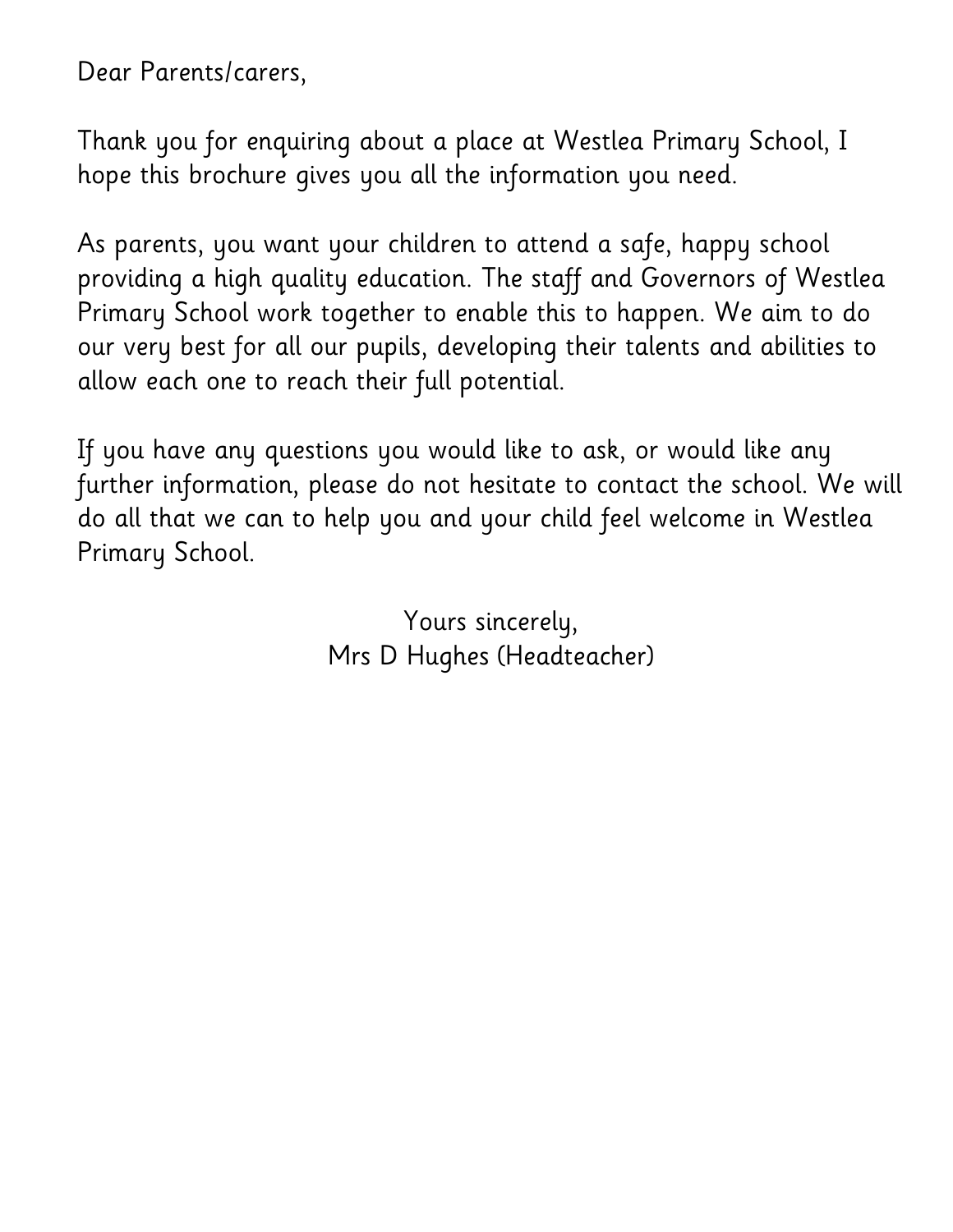Dear Parents/carers,

Thank you for enquiring about a place at Westlea Primary School, I hope this brochure gives you all the information you need.

As parents, you want your children to attend a safe, happy school providing a high quality education. The staff and Governors of Westlea Primary School work together to enable this to happen. We aim to do our very best for all our pupils, developing their talents and abilities to allow each one to reach their full potential.

If you have any questions you would like to ask, or would like any further information, please do not hesitate to contact the school. We will do all that we can to help you and your child feel welcome in Westlea Primary School.

Yours sincerely,
Mrs D Hughes (Headteacher)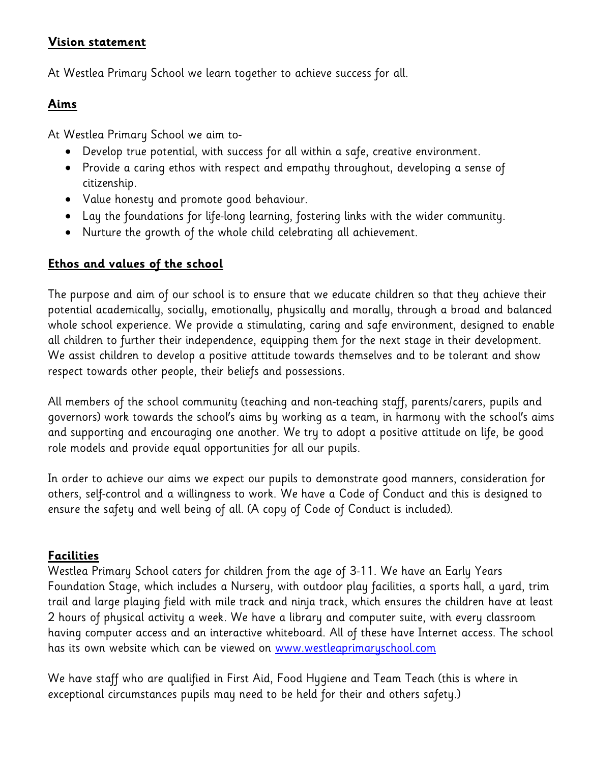## Vision statement

At Westlea Primary School we learn together to achieve success for all.

## Aims

At Westlea Primary School we aim to-

- Develop true potential, with success for all within a safe, creative environment.
- Provide a caring ethos with respect and empathy throughout, developing a sense of citizenship.
- Value honesty and promote good behaviour.
- Lay the foundations for life-long learning, fostering links with the wider community.
- Nurture the growth of the whole child celebrating all achievement.

## Ethos and values of the school

The purpose and aim of our school is to ensure that we educate children so that they achieve their potential academically, socially, emotionally, physically and morally, through a broad and balanced whole school experience. We provide a stimulating, caring and safe environment, designed to enable all children to further their independence, equipping them for the next stage in their development. We assist children to develop a positive attitude towards themselves and to be tolerant and show respect towards other people, their beliefs and possessions.

All members of the school community (teaching and non-teaching staff, parents/carers, pupils and governors) work towards the school's aims by working as a team, in harmony with the school's aims and supporting and encouraging one another. We try to adopt a positive attitude on life, be good role models and provide equal opportunities for all our pupils.

In order to achieve our aims we expect our pupils to demonstrate good manners, consideration for others, self-control and a willingness to work. We have a Code of Conduct and this is designed to ensure the safety and well being of all. (A copy of Code of Conduct is included).

## Facilities

Westlea Primary School caters for children from the age of 3-11. We have an Early Years Foundation Stage, which includes a Nursery, with outdoor play facilities, a sports hall, a yard, trim trail and large playing field with mile track and ninja track, which ensures the children have at least 2 hours of physical activity a week. We have a library and computer suite, with every classroom having computer access and an interactive whiteboard. All of these have Internet access. The school has its own website which can be viewed on [www.westleaprimaryschool.com](http://www.westleaprimaryschool.com)

We have staff who are qualified in First Aid, Food Hygiene and Team Teach (this is where in exceptional circumstances pupils may need to be held for their and others safety.)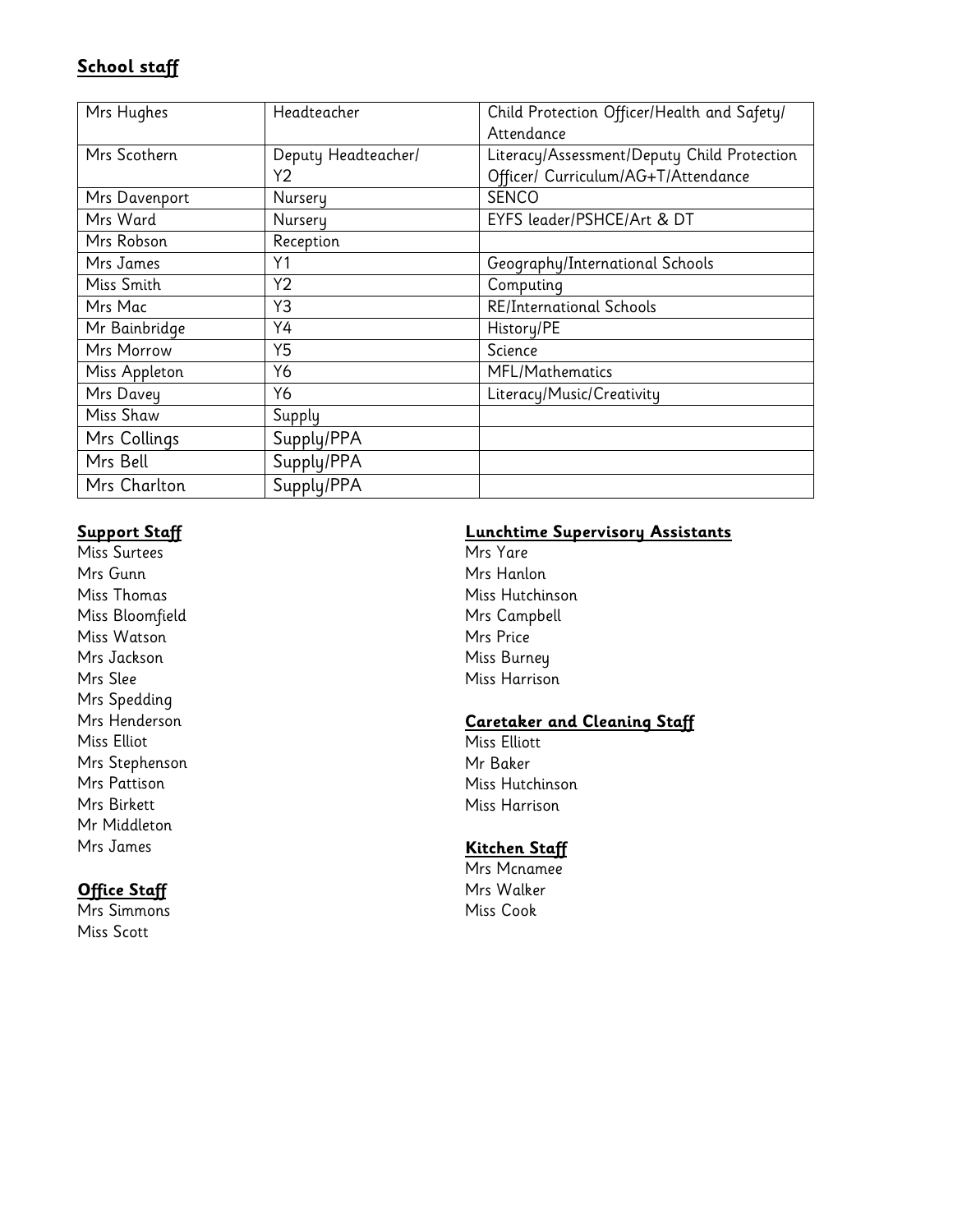## School staff

| Mrs Hughes | Headteacher | Child Protection Officer/Health and Safety/ Attendance |
|---|---|---|
| Mrs Scothern | Deputy Headteacher/ Y2 | Literacy/Assessment/Deputy Child Protection Officer/ Curriculum/AG+T/Attendance |
| Mrs Davenport | Nursery | SENCO |
| Mrs Ward | Nursery | EYFS leader/PSHCE/Art & DT |
| Mrs Robson | Reception | |
| Mrs James | Y1 | Geography/International Schools |
| Miss Smith | Y2 | Computing |
| Mrs Mac | Y3 | RE/International Schools |
| Mr Bainbridge | Y4 | History/PE |
| Mrs Morrow | Y5 | Science |
| Miss Appleton | Y6 | MFL/Mathematics |
| Mrs Davey | Y6 | Literacy/Music/Creativity |
| Miss Shaw | Supply | |
| Mrs Collings | Supply/PPA | |
| Mrs Bell | Supply/PPA | |
| Mrs Charlton | Supply/PPA | |

**Support Staff**

Miss Surtees
Mrs Gunn
Miss Thomas
Miss Bloomfield
Miss Watson
Mrs Jackson
Mrs Slee
Mrs Spedding
Mrs Henderson
Miss Elliot
Mrs Stephenson
Mrs Pattison
Mrs Birkett
Mr Middleton
Mrs James

**Office Staff**

Mrs Simmons
Miss Scott

**Lunchtime Supervisory Assistants**

Mrs Yare
Mrs Hanlon
Miss Hutchinson
Mrs Campbell
Mrs Price
Miss Burney
Miss Harrison

**Caretaker and Cleaning Staff**

Miss Elliott
Mr Baker
Miss Hutchinson
Miss Harrison

**Kitchen Staff**

Mrs Mcnamee
Mrs Walker
Miss Cook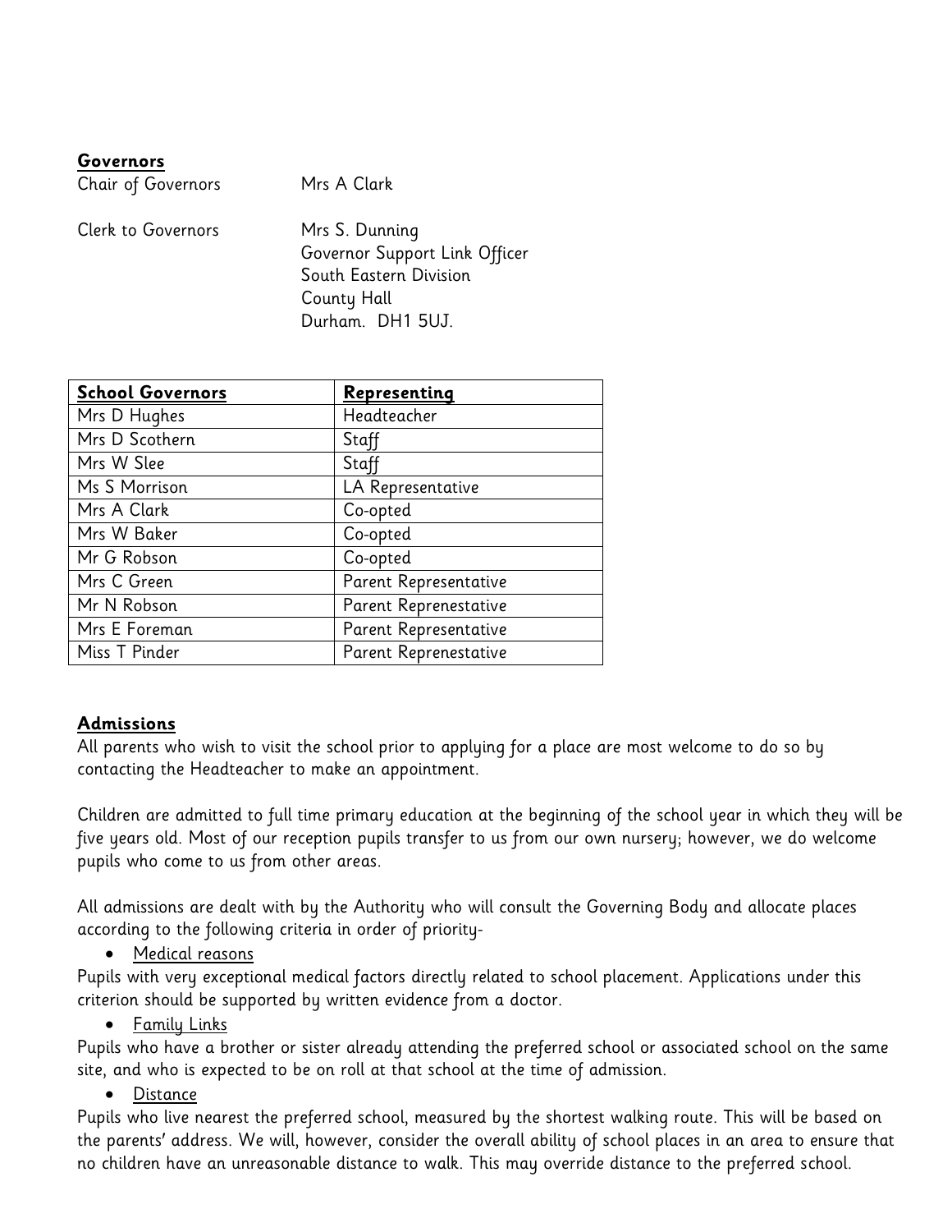**Governors**

Chair of Governors Mrs A Clark

Clerk to Governors Mrs S. Dunning
Governor Support Link Officer
South Eastern Division
County Hall
Durham. DH1 5UJ.

| **School Governors** | **Representing** |
|---|---|
| Mrs D Hughes | Headteacher |
| Mrs D Scothern | Staff |
| Mrs W Slee | Staff |
| Ms S Morrison | LA Representative |
| Mrs A Clark | Co-opted |
| Mrs W Baker | Co-opted |
| Mr G Robson | Co-opted |
| Mrs C Green | Parent Representative |
| Mr N Robson | Parent Reprenestative |
| Mrs E Foreman | Parent Representative |
| Miss T Pinder | Parent Reprenestative |

**Admissions**

All parents who wish to visit the school prior to applying for a place are most welcome to do so by contacting the Headteacher to make an appointment.

Children are admitted to full time primary education at the beginning of the school year in which they will be five years old. Most of our reception pupils transfer to us from our own nursery; however, we do welcome pupils who come to us from other areas.

All admissions are dealt with by the Authority who will consult the Governing Body and allocate places according to the following criteria in order of priority-

- Medical reasons

Pupils with very exceptional medical factors directly related to school placement. Applications under this criterion should be supported by written evidence from a doctor.

- Family Links

Pupils who have a brother or sister already attending the preferred school or associated school on the same site, and who is expected to be on roll at that school at the time of admission.

- Distance

Pupils who live nearest the preferred school, measured by the shortest walking route. This will be based on the parents' address. We will, however, consider the overall ability of school places in an area to ensure that no children have an unreasonable distance to walk. This may override distance to the preferred school.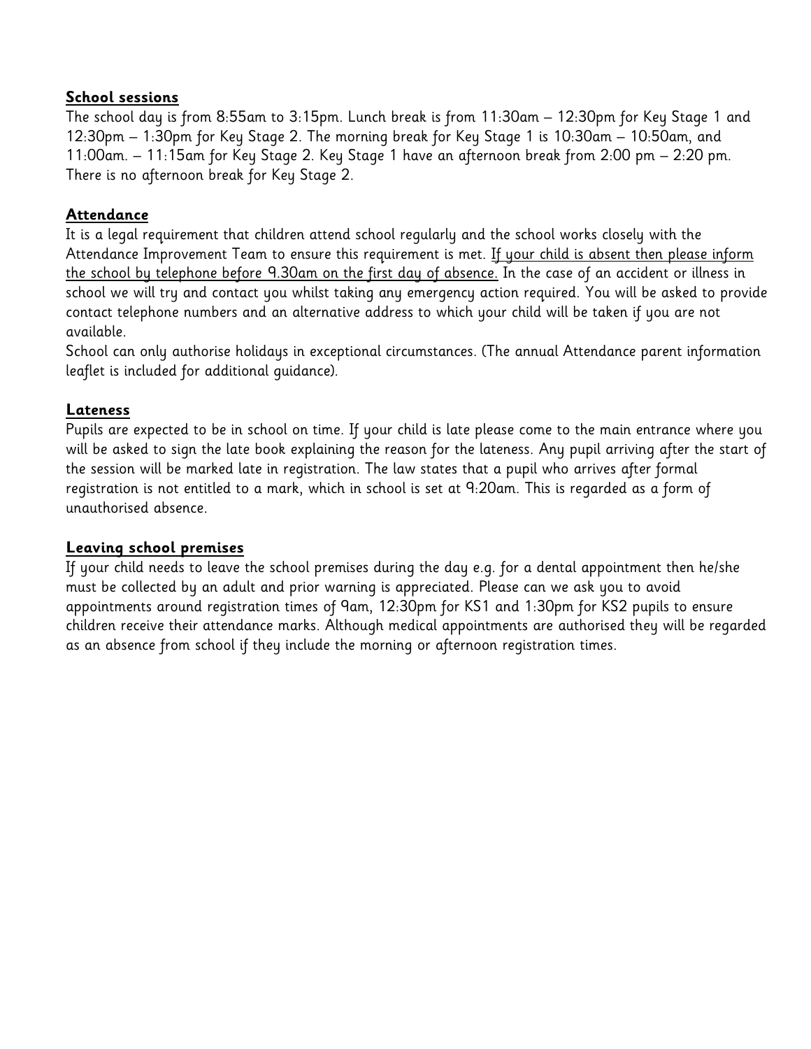## School sessions

The school day is from 8:55am to 3:15pm. Lunch break is from 11:30am – 12:30pm for Key Stage 1 and 12:30pm – 1:30pm for Key Stage 2. The morning break for Key Stage 1 is 10:30am – 10:50am, and 11:00am. – 11:15am for Key Stage 2. Key Stage 1 have an afternoon break from 2:00 pm – 2:20 pm. There is no afternoon break for Key Stage 2.

## Attendance

It is a legal requirement that children attend school regularly and the school works closely with the Attendance Improvement Team to ensure this requirement is met. If your child is absent then please inform the school by telephone before 9.30am on the first day of absence. In the case of an accident or illness in school we will try and contact you whilst taking any emergency action required. You will be asked to provide contact telephone numbers and an alternative address to which your child will be taken if you are not available.

School can only authorise holidays in exceptional circumstances. (The annual Attendance parent information leaflet is included for additional guidance).

## Lateness

Pupils are expected to be in school on time. If your child is late please come to the main entrance where you will be asked to sign the late book explaining the reason for the lateness. Any pupil arriving after the start of the session will be marked late in registration. The law states that a pupil who arrives after formal registration is not entitled to a mark, which in school is set at 9:20am. This is regarded as a form of unauthorised absence.

## Leaving school premises

If your child needs to leave the school premises during the day e.g. for a dental appointment then he/she must be collected by an adult and prior warning is appreciated. Please can we ask you to avoid appointments around registration times of 9am, 12:30pm for KS1 and 1:30pm for KS2 pupils to ensure children receive their attendance marks. Although medical appointments are authorised they will be regarded as an absence from school if they include the morning or afternoon registration times.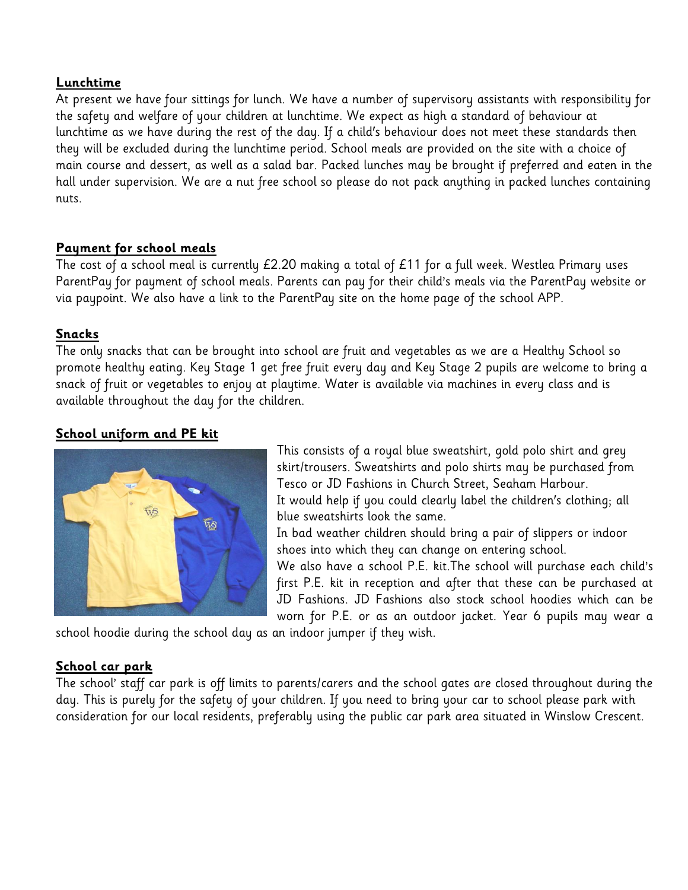## Lunchtime

At present we have four sittings for lunch. We have a number of supervisory assistants with responsibility for the safety and welfare of your children at lunchtime. We expect as high a standard of behaviour at lunchtime as we have during the rest of the day. If a child's behaviour does not meet these standards then they will be excluded during the lunchtime period. School meals are provided on the site with a choice of main course and dessert, as well as a salad bar. Packed lunches may be brought if preferred and eaten in the hall under supervision. We are a nut free school so please do not pack anything in packed lunches containing nuts.

## Payment for school meals

The cost of a school meal is currently £2.20 making a total of £11 for a full week. Westlea Primary uses ParentPay for payment of school meals. Parents can pay for their child's meals via the ParentPay website or via paypoint. We also have a link to the ParentPay site on the home page of the school APP.

## Snacks

The only snacks that can be brought into school are fruit and vegetables as we are a Healthy School so promote healthy eating. Key Stage 1 get free fruit every day and Key Stage 2 pupils are welcome to bring a snack of fruit or vegetables to enjoy at playtime. Water is available via machines in every class and is available throughout the day for the children.

## School uniform and PE kit

This consists of a royal blue sweatshirt, gold polo shirt and grey skirt/trousers. Sweatshirts and polo shirts may be purchased from Tesco or JD Fashions in Church Street, Seaham Harbour.
It would help if you could clearly label the children's clothing; all blue sweatshirts look the same.
In bad weather children should bring a pair of slippers or indoor shoes into which they can change on entering school.
We also have a school P.E. kit.The school will purchase each child's first P.E. kit in reception and after that these can be purchased at JD Fashions. JD Fashions also stock school hoodies which can be worn for P.E. or as an outdoor jacket. Year 6 pupils may wear a school hoodie during the school day as an indoor jumper if they wish.

## School car park

The school' staff car park is off limits to parents/carers and the school gates are closed throughout during the day. This is purely for the safety of your children. If you need to bring your car to school please park with consideration for our local residents, preferably using the public car park area situated in Winslow Crescent.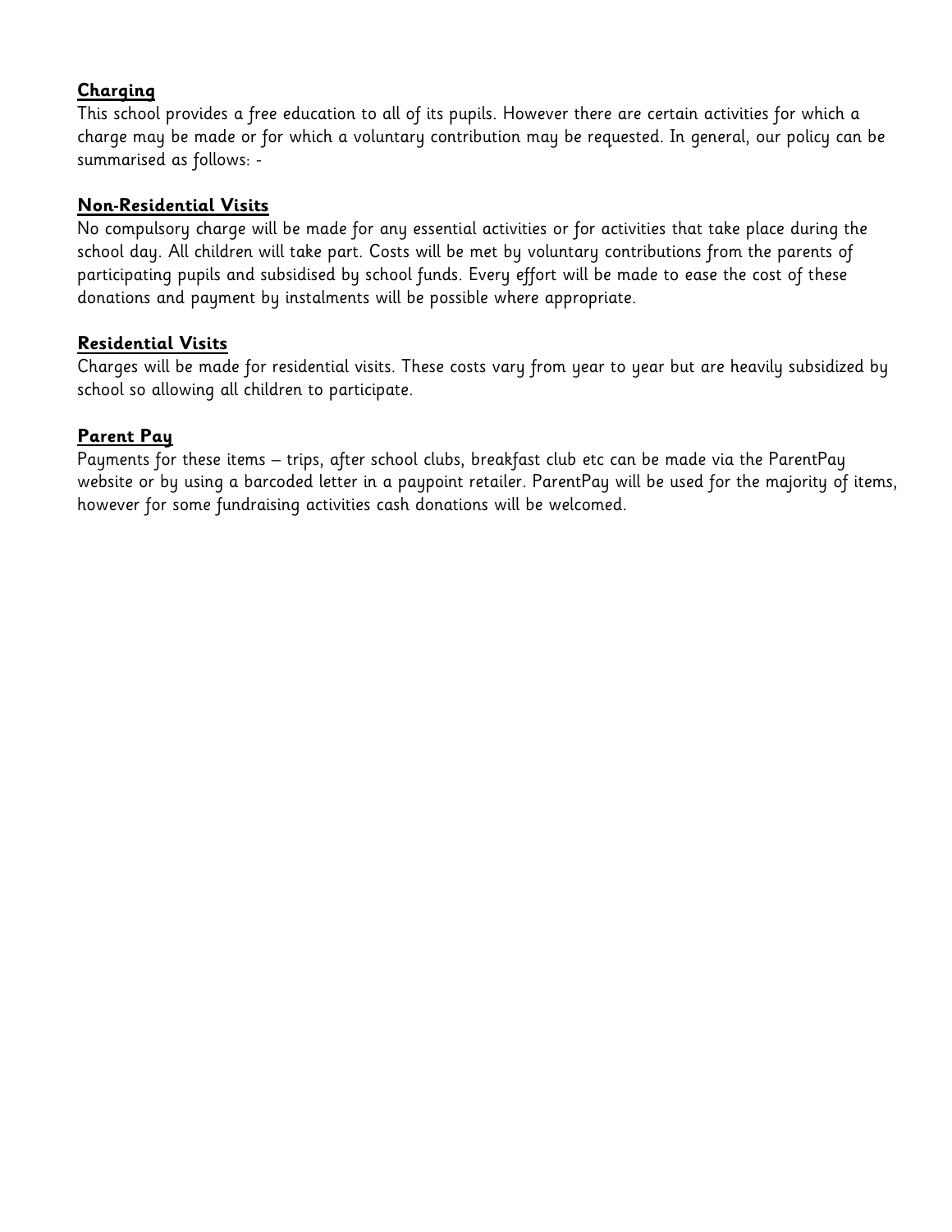## Charging

This school provides a free education to all of its pupils. However there are certain activities for which a charge may be made or for which a voluntary contribution may be requested. In general, our policy can be summarised as follows: -

## Non-Residential Visits

No compulsory charge will be made for any essential activities or for activities that take place during the school day. All children will take part. Costs will be met by voluntary contributions from the parents of participating pupils and subsidised by school funds. Every effort will be made to ease the cost of these donations and payment by instalments will be possible where appropriate.

## Residential Visits

Charges will be made for residential visits. These costs vary from year to year but are heavily subsidized by school so allowing all children to participate.

## Parent Pay

Payments for these items – trips, after school clubs, breakfast club etc can be made via the ParentPay website or by using a barcoded letter in a paypoint retailer. ParentPay will be used for the majority of items, however for some fundraising activities cash donations will be welcomed.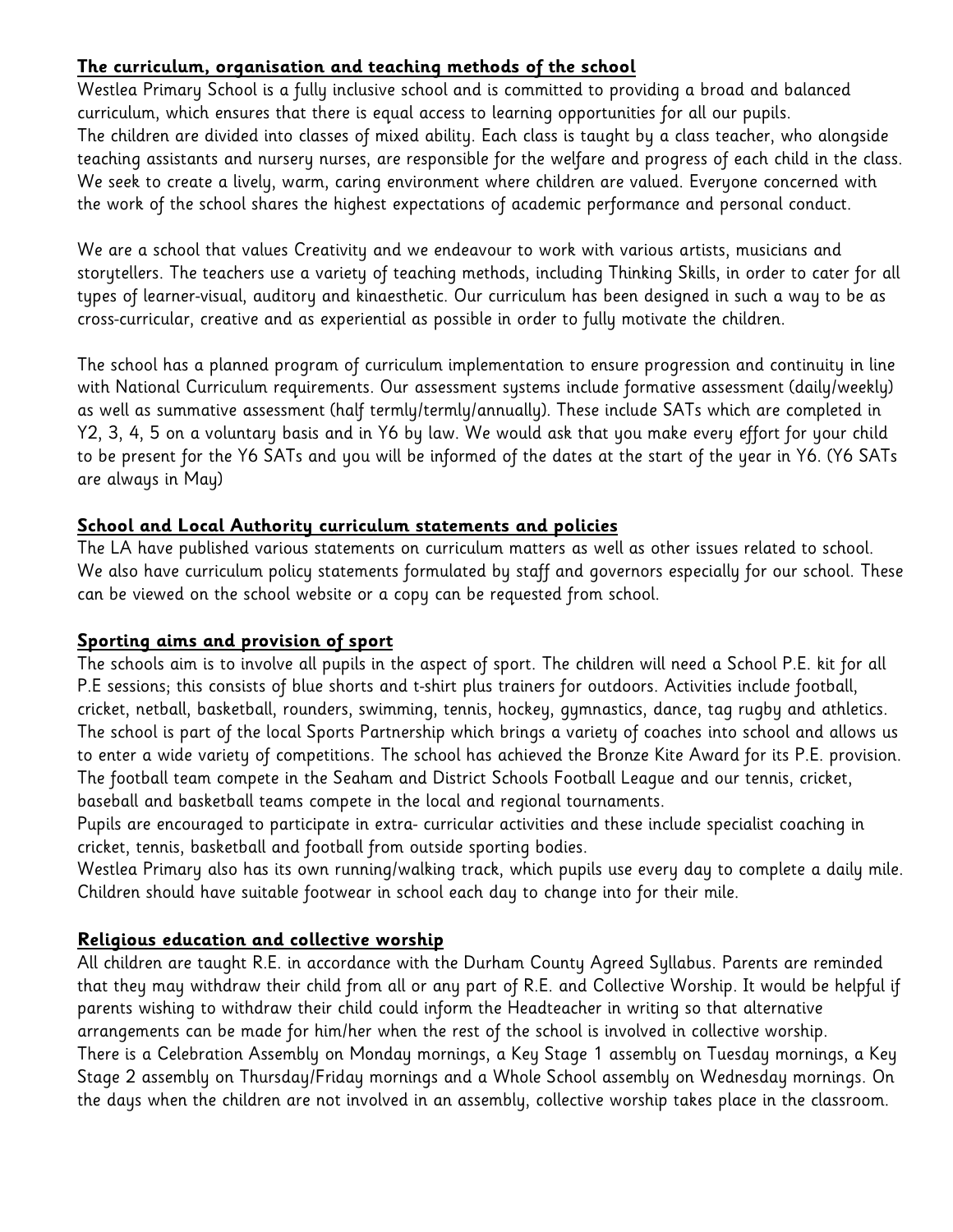## The curriculum, organisation and teaching methods of the school

Westlea Primary School is a fully inclusive school and is committed to providing a broad and balanced curriculum, which ensures that there is equal access to learning opportunities for all our pupils.
The children are divided into classes of mixed ability. Each class is taught by a class teacher, who alongside teaching assistants and nursery nurses, are responsible for the welfare and progress of each child in the class. We seek to create a lively, warm, caring environment where children are valued. Everyone concerned with the work of the school shares the highest expectations of academic performance and personal conduct.

We are a school that values Creativity and we endeavour to work with various artists, musicians and storytellers. The teachers use a variety of teaching methods, including Thinking Skills, in order to cater for all types of learner-visual, auditory and kinaesthetic. Our curriculum has been designed in such a way to be as cross-curricular, creative and as experiential as possible in order to fully motivate the children.

The school has a planned program of curriculum implementation to ensure progression and continuity in line with National Curriculum requirements. Our assessment systems include formative assessment (daily/weekly) as well as summative assessment (half termly/termly/annually). These include SATs which are completed in Y2, 3, 4, 5 on a voluntary basis and in Y6 by law. We would ask that you make every effort for your child to be present for the Y6 SATs and you will be informed of the dates at the start of the year in Y6. (Y6 SATs are always in May)

## School and Local Authority curriculum statements and policies

The LA have published various statements on curriculum matters as well as other issues related to school. We also have curriculum policy statements formulated by staff and governors especially for our school. These can be viewed on the school website or a copy can be requested from school.

## Sporting aims and provision of sport

The schools aim is to involve all pupils in the aspect of sport. The children will need a School P.E. kit for all P.E sessions; this consists of blue shorts and t-shirt plus trainers for outdoors. Activities include football, cricket, netball, basketball, rounders, swimming, tennis, hockey, gymnastics, dance, tag rugby and athletics. The school is part of the local Sports Partnership which brings a variety of coaches into school and allows us to enter a wide variety of competitions. The school has achieved the Bronze Kite Award for its P.E. provision. The football team compete in the Seaham and District Schools Football League and our tennis, cricket, baseball and basketball teams compete in the local and regional tournaments.
Pupils are encouraged to participate in extra- curricular activities and these include specialist coaching in cricket, tennis, basketball and football from outside sporting bodies.
Westlea Primary also has its own running/walking track, which pupils use every day to complete a daily mile. Children should have suitable footwear in school each day to change into for their mile.

## Religious education and collective worship

All children are taught R.E. in accordance with the Durham County Agreed Syllabus. Parents are reminded that they may withdraw their child from all or any part of R.E. and Collective Worship. It would be helpful if parents wishing to withdraw their child could inform the Headteacher in writing so that alternative arrangements can be made for him/her when the rest of the school is involved in collective worship.
There is a Celebration Assembly on Monday mornings, a Key Stage 1 assembly on Tuesday mornings, a Key Stage 2 assembly on Thursday/Friday mornings and a Whole School assembly on Wednesday mornings. On the days when the children are not involved in an assembly, collective worship takes place in the classroom.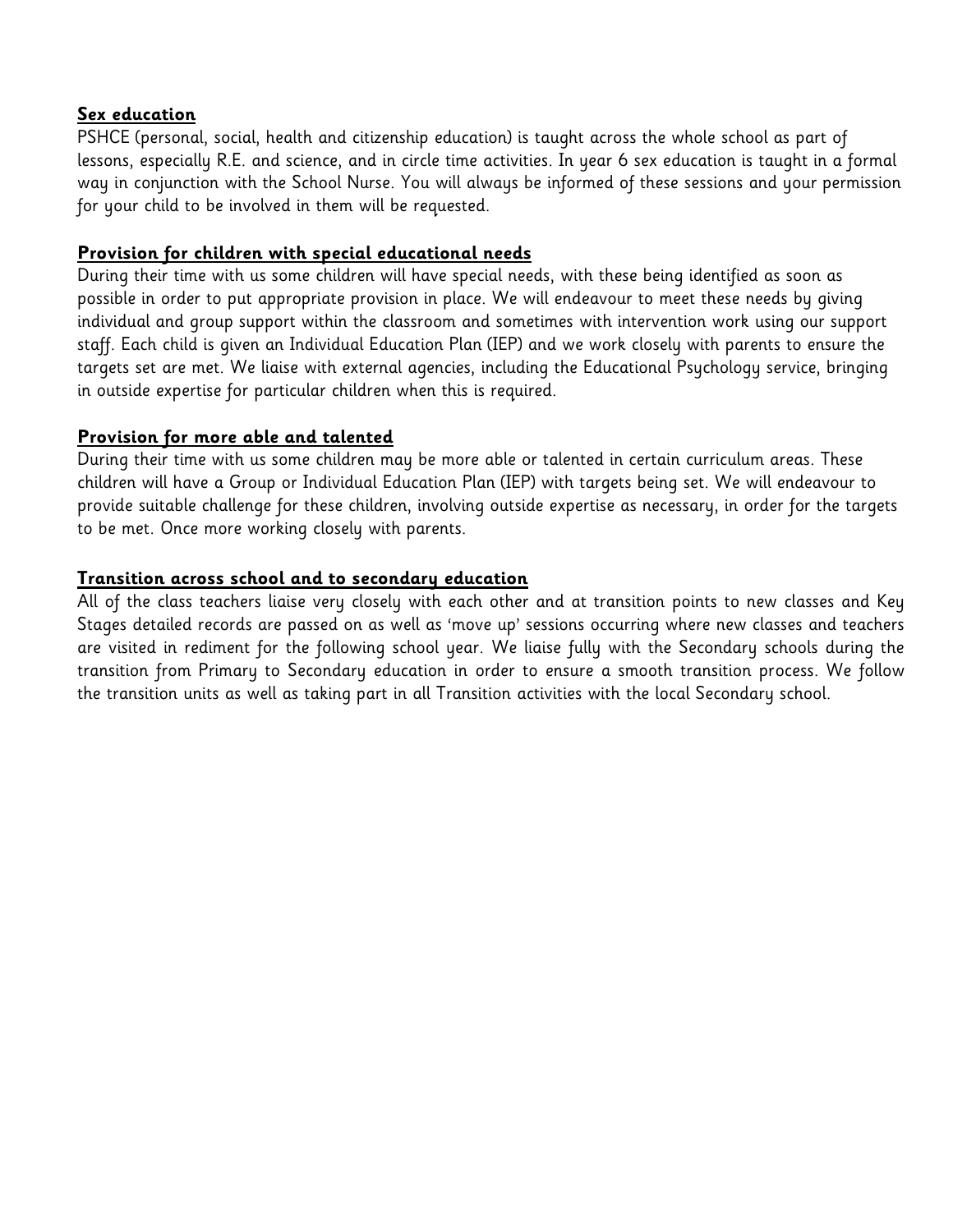**Sex education**

PSHCE (personal, social, health and citizenship education) is taught across the whole school as part of lessons, especially R.E. and science, and in circle time activities. In year 6 sex education is taught in a formal way in conjunction with the School Nurse. You will always be informed of these sessions and your permission for your child to be involved in them will be requested.

**Provision for children with special educational needs**

During their time with us some children will have special needs, with these being identified as soon as possible in order to put appropriate provision in place. We will endeavour to meet these needs by giving individual and group support within the classroom and sometimes with intervention work using our support staff. Each child is given an Individual Education Plan (IEP) and we work closely with parents to ensure the targets set are met. We liaise with external agencies, including the Educational Psychology service, bringing in outside expertise for particular children when this is required.

**Provision for more able and talented**

During their time with us some children may be more able or talented in certain curriculum areas. These children will have a Group or Individual Education Plan (IEP) with targets being set. We will endeavour to provide suitable challenge for these children, involving outside expertise as necessary, in order for the targets to be met. Once more working closely with parents.

**Transition across school and to secondary education**

All of the class teachers liaise very closely with each other and at transition points to new classes and Key Stages detailed records are passed on as well as 'move up' sessions occurring where new classes and teachers are visited in rediment for the following school year. We liaise fully with the Secondary schools during the transition from Primary to Secondary education in order to ensure a smooth transition process. We follow the transition units as well as taking part in all Transition activities with the local Secondary school.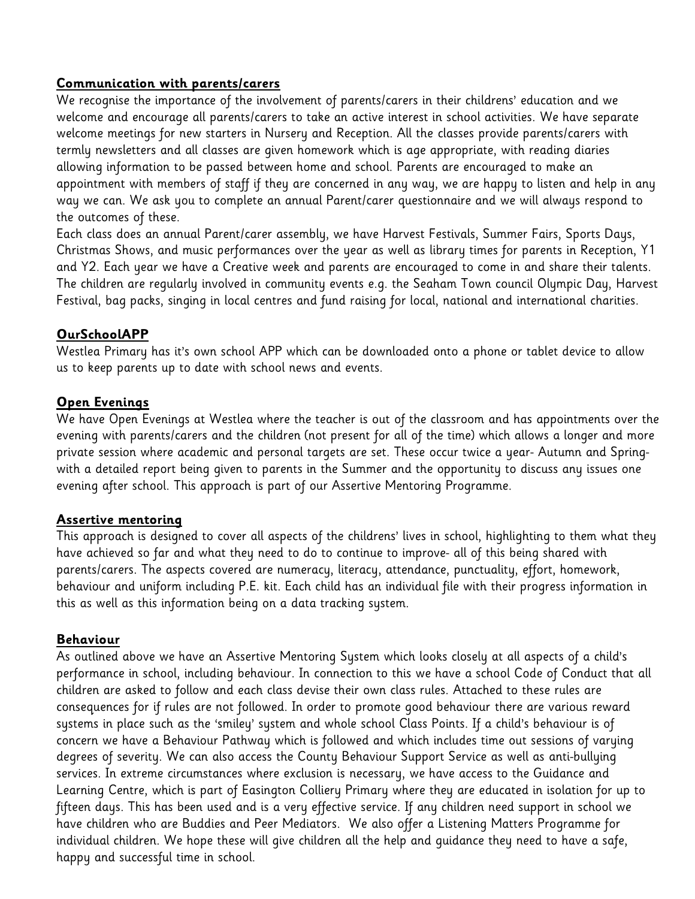## Communication with parents/carers

We recognise the importance of the involvement of parents/carers in their childrens' education and we welcome and encourage all parents/carers to take an active interest in school activities. We have separate welcome meetings for new starters in Nursery and Reception. All the classes provide parents/carers with termly newsletters and all classes are given homework which is age appropriate, with reading diaries allowing information to be passed between home and school. Parents are encouraged to make an appointment with members of staff if they are concerned in any way, we are happy to listen and help in any way we can. We ask you to complete an annual Parent/carer questionnaire and we will always respond to the outcomes of these.

Each class does an annual Parent/carer assembly, we have Harvest Festivals, Summer Fairs, Sports Days, Christmas Shows, and music performances over the year as well as library times for parents in Reception, Y1 and Y2. Each year we have a Creative week and parents are encouraged to come in and share their talents. The children are regularly involved in community events e.g. the Seaham Town council Olympic Day, Harvest Festival, bag packs, singing in local centres and fund raising for local, national and international charities.

## OurSchoolAPP

Westlea Primary has it's own school APP which can be downloaded onto a phone or tablet device to allow us to keep parents up to date with school news and events.

## Open Evenings

We have Open Evenings at Westlea where the teacher is out of the classroom and has appointments over the evening with parents/carers and the children (not present for all of the time) which allows a longer and more private session where academic and personal targets are set. These occur twice a year- Autumn and Spring- with a detailed report being given to parents in the Summer and the opportunity to discuss any issues one evening after school. This approach is part of our Assertive Mentoring Programme.

## Assertive mentoring

This approach is designed to cover all aspects of the childrens' lives in school, highlighting to them what they have achieved so far and what they need to do to continue to improve- all of this being shared with parents/carers. The aspects covered are numeracy, literacy, attendance, punctuality, effort, homework, behaviour and uniform including P.E. kit. Each child has an individual file with their progress information in this as well as this information being on a data tracking system.

## Behaviour

As outlined above we have an Assertive Mentoring System which looks closely at all aspects of a child's performance in school, including behaviour. In connection to this we have a school Code of Conduct that all children are asked to follow and each class devise their own class rules. Attached to these rules are consequences for if rules are not followed. In order to promote good behaviour there are various reward systems in place such as the 'smiley' system and whole school Class Points. If a child's behaviour is of concern we have a Behaviour Pathway which is followed and which includes time out sessions of varying degrees of severity. We can also access the County Behaviour Support Service as well as anti-bullying services. In extreme circumstances where exclusion is necessary, we have access to the Guidance and Learning Centre, which is part of Easington Colliery Primary where they are educated in isolation for up to fifteen days. This has been used and is a very effective service. If any children need support in school we have children who are Buddies and Peer Mediators. We also offer a Listening Matters Programme for individual children. We hope these will give children all the help and guidance they need to have a safe, happy and successful time in school.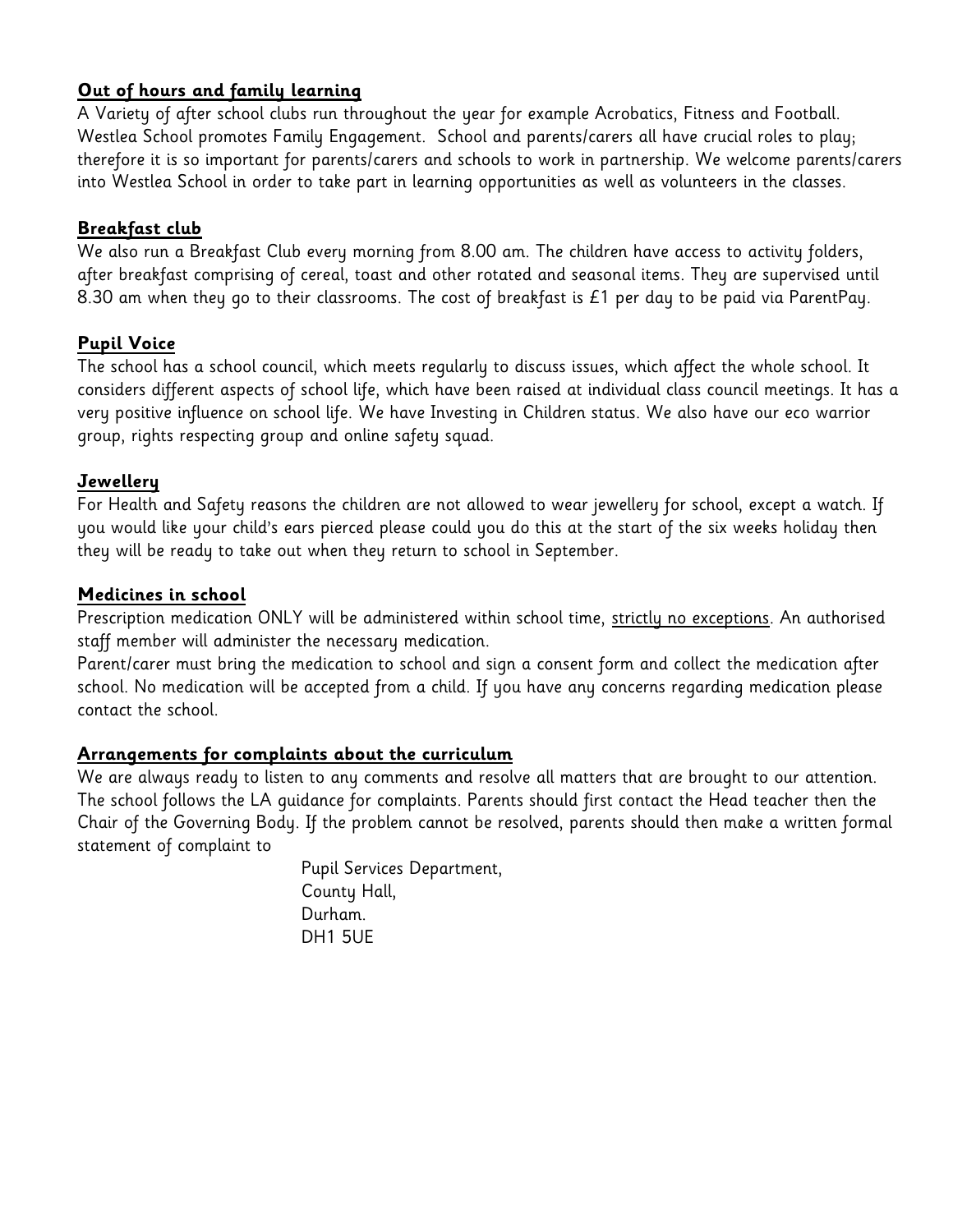## **Out of hours and family learning**

A Variety of after school clubs run throughout the year for example Acrobatics, Fitness and Football. Westlea School promotes Family Engagement. School and parents/carers all have crucial roles to play; therefore it is so important for parents/carers and schools to work in partnership. We welcome parents/carers into Westlea School in order to take part in learning opportunities as well as volunteers in the classes.

## **Breakfast club**

We also run a Breakfast Club every morning from 8.00 am. The children have access to activity folders, after breakfast comprising of cereal, toast and other rotated and seasonal items. They are supervised until 8.30 am when they go to their classrooms. The cost of breakfast is £1 per day to be paid via ParentPay.

## **Pupil Voice**

The school has a school council, which meets regularly to discuss issues, which affect the whole school. It considers different aspects of school life, which have been raised at individual class council meetings. It has a very positive influence on school life. We have Investing in Children status. We also have our eco warrior group, rights respecting group and online safety squad.

## **Jewellery**

For Health and Safety reasons the children are not allowed to wear jewellery for school, except a watch. If you would like your child's ears pierced please could you do this at the start of the six weeks holiday then they will be ready to take out when they return to school in September.

## **Medicines in school**

Prescription medication ONLY will be administered within school time, <u>strictly no exceptions</u>. An authorised staff member will administer the necessary medication.

Parent/carer must bring the medication to school and sign a consent form and collect the medication after school. No medication will be accepted from a child. If you have any concerns regarding medication please contact the school.

## **Arrangements for complaints about the curriculum**

We are always ready to listen to any comments and resolve all matters that are brought to our attention. The school follows the LA guidance for complaints. Parents should first contact the Head teacher then the Chair of the Governing Body. If the problem cannot be resolved, parents should then make a written formal statement of complaint to

Pupil Services Department,  
County Hall,  
Durham.  
DH1 5UE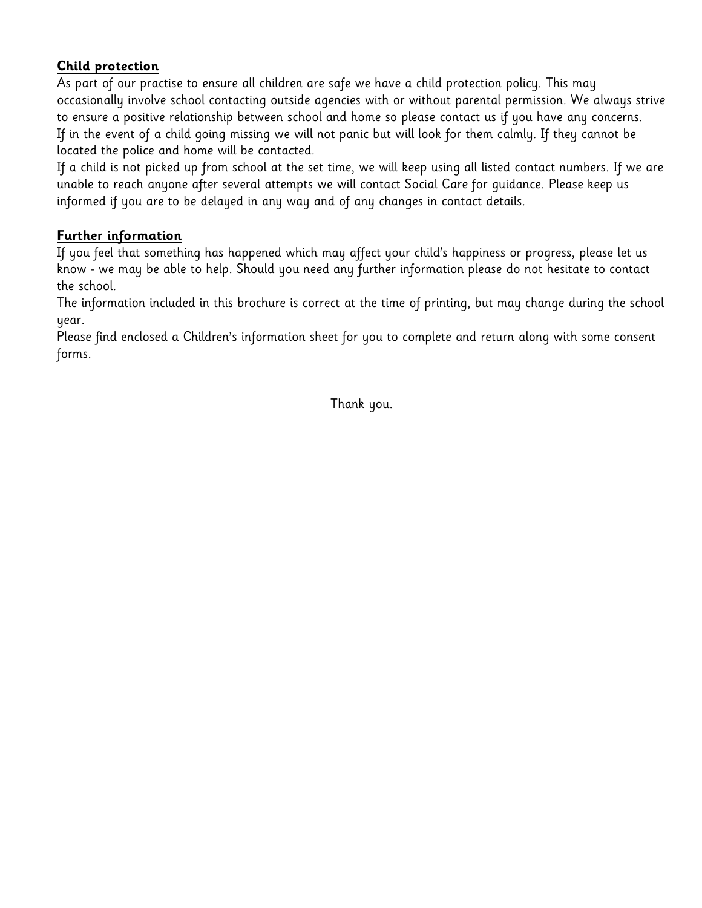## **Child protection**

As part of our practise to ensure all children are safe we have a child protection policy. This may occasionally involve school contacting outside agencies with or without parental permission. We always strive to ensure a positive relationship between school and home so please contact us if you have any concerns.
If in the event of a child going missing we will not panic but will look for them calmly. If they cannot be located the police and home will be contacted.
If a child is not picked up from school at the set time, we will keep using all listed contact numbers. If we are unable to reach anyone after several attempts we will contact Social Care for guidance. Please keep us informed if you are to be delayed in any way and of any changes in contact details.

## **Further information**

If you feel that something has happened which may affect your child's happiness or progress, please let us know - we may be able to help. Should you need any further information please do not hesitate to contact the school.
The information included in this brochure is correct at the time of printing, but may change during the school year.
Please find enclosed a Children's information sheet for you to complete and return along with some consent forms.

Thank you.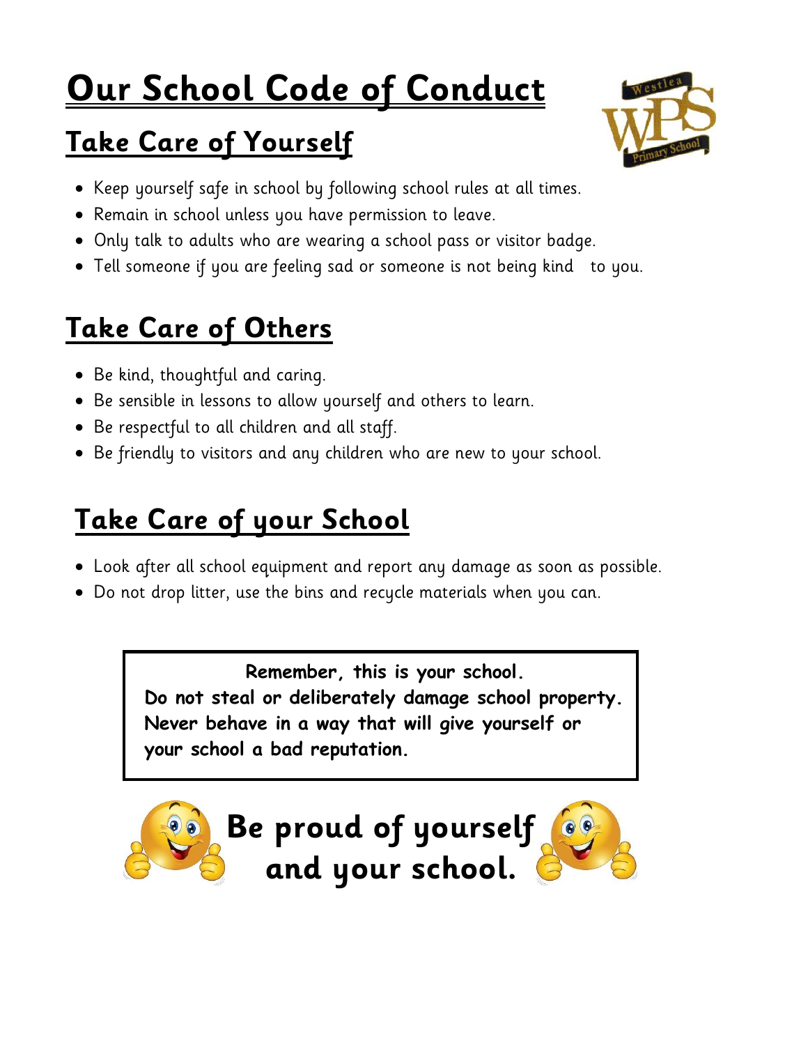# Our School Code of Conduct

## Take Care of Yourself

- Keep yourself safe in school by following school rules at all times.
- Remain in school unless you have permission to leave.
- Only talk to adults who are wearing a school pass or visitor badge.
- Tell someone if you are feeling sad or someone is not being kind to you.

## Take Care of Others

- Be kind, thoughtful and caring.
- Be sensible in lessons to allow yourself and others to learn.
- Be respectful to all children and all staff.
- Be friendly to visitors and any children who are new to your school.

## Take Care of your School

- Look after all school equipment and report any damage as soon as possible.
- Do not drop litter, use the bins and recycle materials when you can.

**Remember, this is your school.**
**Do not steal or deliberately damage school property.**
**Never behave in a way that will give yourself or your school a bad reputation.**

**Be proud of yourself and your school.**